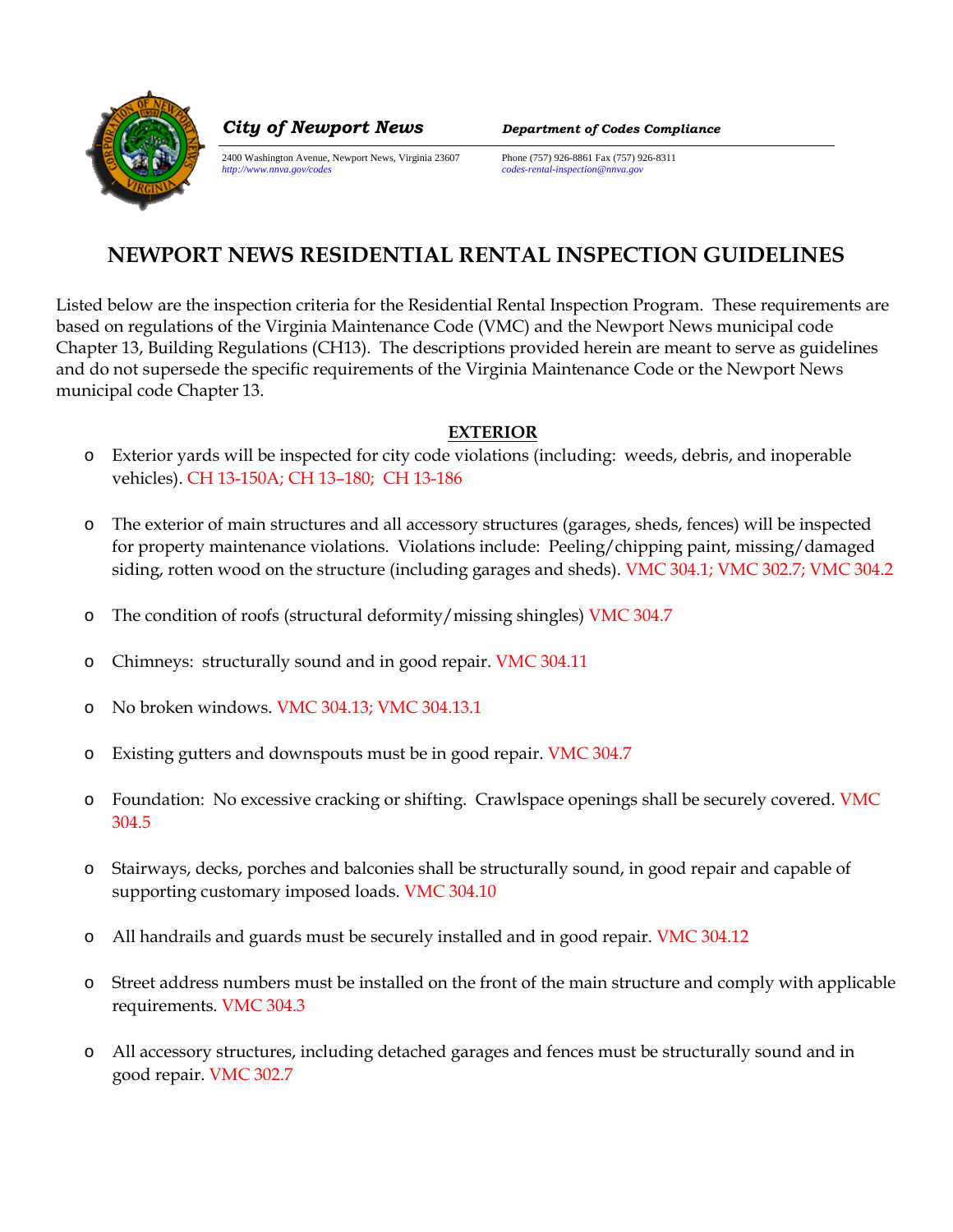*City of Newport News* **Department of Codes Compliance**

2400 Washington Avenue, Newport News, Virginia 23607
*http://www.nnva.gov/codes*

Phone (757) 926-8861 Fax (757) 926-8311
*codes-rental-inspection@nnva.gov*

# NEWPORT NEWS RESIDENTIAL RENTAL INSPECTION GUIDELINES

Listed below are the inspection criteria for the Residential Rental Inspection Program. These requirements are based on regulations of the Virginia Maintenance Code (VMC) and the Newport News municipal code Chapter 13, Building Regulations (CH13). The descriptions provided herein are meant to serve as guidelines and do not supersede the specific requirements of the Virginia Maintenance Code or the Newport News municipal code Chapter 13.

## EXTERIOR

- Exterior yards will be inspected for city code violations (including: weeds, debris, and inoperable vehicles). CH 13-150A; CH 13–180; CH 13-186
- The exterior of main structures and all accessory structures (garages, sheds, fences) will be inspected for property maintenance violations. Violations include: Peeling/chipping paint, missing/damaged siding, rotten wood on the structure (including garages and sheds). VMC 304.1; VMC 302.7; VMC 304.2
- The condition of roofs (structural deformity/missing shingles) VMC 304.7
- Chimneys: structurally sound and in good repair. VMC 304.11
- No broken windows. VMC 304.13; VMC 304.13.1
- Existing gutters and downspouts must be in good repair. VMC 304.7
- Foundation: No excessive cracking or shifting. Crawlspace openings shall be securely covered. VMC 304.5
- Stairways, decks, porches and balconies shall be structurally sound, in good repair and capable of supporting customary imposed loads. VMC 304.10
- All handrails and guards must be securely installed and in good repair. VMC 304.12
- Street address numbers must be installed on the front of the main structure and comply with applicable requirements. VMC 304.3
- All accessory structures, including detached garages and fences must be structurally sound and in good repair. VMC 302.7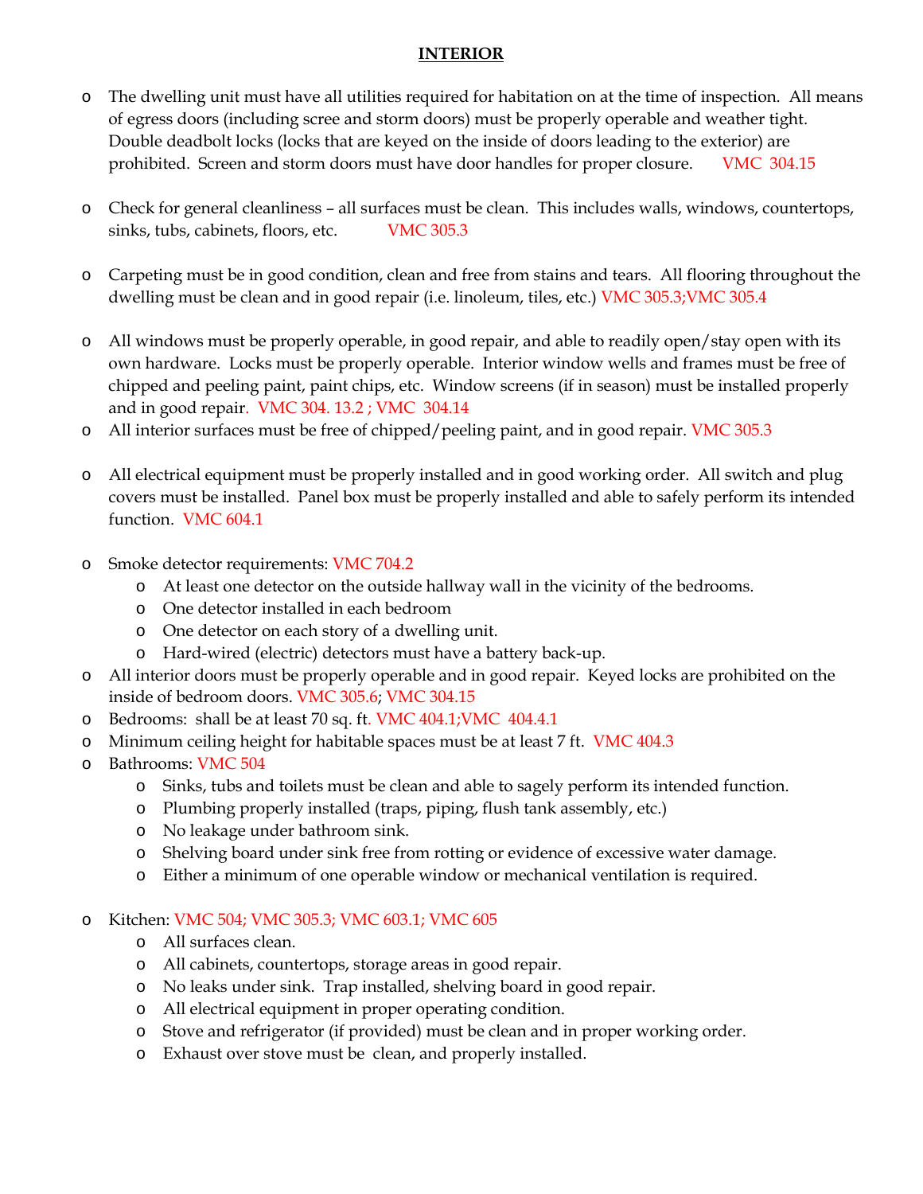## INTERIOR

- The dwelling unit must have all utilities required for habitation on at the time of inspection. All means of egress doors (including scree and storm doors) must be properly operable and weather tight. Double deadbolt locks (locks that are keyed on the inside of doors leading to the exterior) are prohibited. Screen and storm doors must have door handles for proper closure. VMC 304.15

- Check for general cleanliness – all surfaces must be clean. This includes walls, windows, countertops, sinks, tubs, cabinets, floors, etc. VMC 305.3

- Carpeting must be in good condition, clean and free from stains and tears. All flooring throughout the dwelling must be clean and in good repair (i.e. linoleum, tiles, etc.) VMC 305.3;VMC 305.4

- All windows must be properly operable, in good repair, and able to readily open/stay open with its own hardware. Locks must be properly operable. Interior window wells and frames must be free of chipped and peeling paint, paint chips, etc. Window screens (if in season) must be installed properly and in good repair. VMC 304. 13.2 ; VMC 304.14
- All interior surfaces must be free of chipped/peeling paint, and in good repair. VMC 305.3

- All electrical equipment must be properly installed and in good working order. All switch and plug covers must be installed. Panel box must be properly installed and able to safely perform its intended function. VMC 604.1

- Smoke detector requirements: VMC 704.2
  - At least one detector on the outside hallway wall in the vicinity of the bedrooms.
  - One detector installed in each bedroom
  - One detector on each story of a dwelling unit.
  - Hard-wired (electric) detectors must have a battery back-up.
- All interior doors must be properly operable and in good repair. Keyed locks are prohibited on the inside of bedroom doors. VMC 305.6; VMC 304.15
- Bedrooms: shall be at least 70 sq. ft. VMC 404.1;VMC 404.4.1
- Minimum ceiling height for habitable spaces must be at least 7 ft. VMC 404.3
- Bathrooms: VMC 504
  - Sinks, tubs and toilets must be clean and able to sagely perform its intended function.
  - Plumbing properly installed (traps, piping, flush tank assembly, etc.)
  - No leakage under bathroom sink.
  - Shelving board under sink free from rotting or evidence of excessive water damage.
  - Either a minimum of one operable window or mechanical ventilation is required.

- Kitchen: VMC 504; VMC 305.3; VMC 603.1; VMC 605
  - All surfaces clean.
  - All cabinets, countertops, storage areas in good repair.
  - No leaks under sink. Trap installed, shelving board in good repair.
  - All electrical equipment in proper operating condition.
  - Stove and refrigerator (if provided) must be clean and in proper working order.
  - Exhaust over stove must be clean, and properly installed.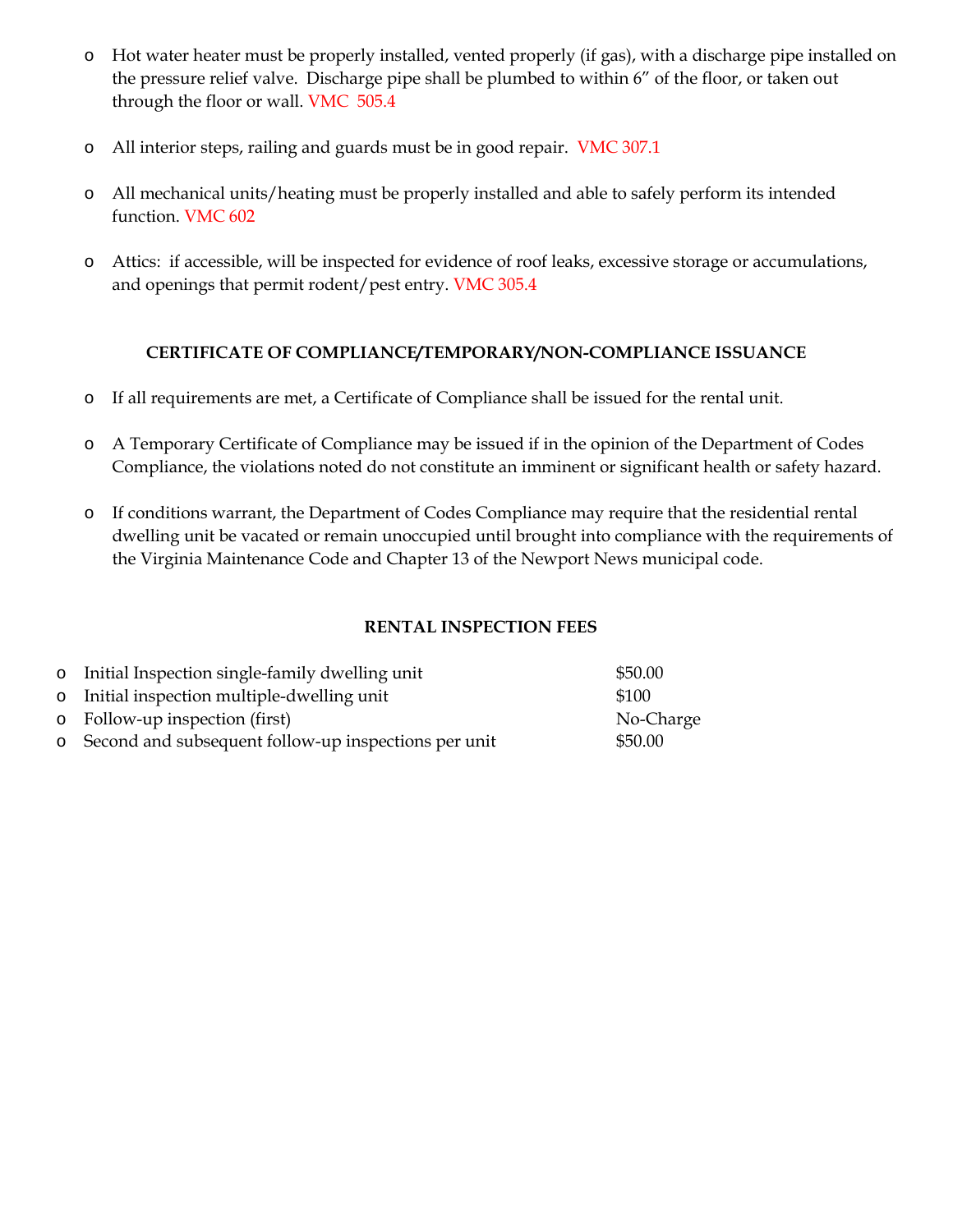- Hot water heater must be properly installed, vented properly (if gas), with a discharge pipe installed on the pressure relief valve. Discharge pipe shall be plumbed to within 6" of the floor, or taken out through the floor or wall. VMC 505.4

- All interior steps, railing and guards must be in good repair. VMC 307.1

- All mechanical units/heating must be properly installed and able to safely perform its intended function. VMC 602

- Attics: if accessible, will be inspected for evidence of roof leaks, excessive storage or accumulations, and openings that permit rodent/pest entry. VMC 305.4

## CERTIFICATE OF COMPLIANCE/TEMPORARY/NON-COMPLIANCE ISSUANCE

- If all requirements are met, a Certificate of Compliance shall be issued for the rental unit.

- A Temporary Certificate of Compliance may be issued if in the opinion of the Department of Codes Compliance, the violations noted do not constitute an imminent or significant health or safety hazard.

- If conditions warrant, the Department of Codes Compliance may require that the residential rental dwelling unit be vacated or remain unoccupied until brought into compliance with the requirements of the Virginia Maintenance Code and Chapter 13 of the Newport News municipal code.

## RENTAL INSPECTION FEES

| | |
|---|---|
| Initial Inspection single-family dwelling unit | $50.00 |
| Initial inspection multiple-dwelling unit | $100 |
| Follow-up inspection (first) | No-Charge |
| Second and subsequent follow-up inspections per unit | $50.00 |